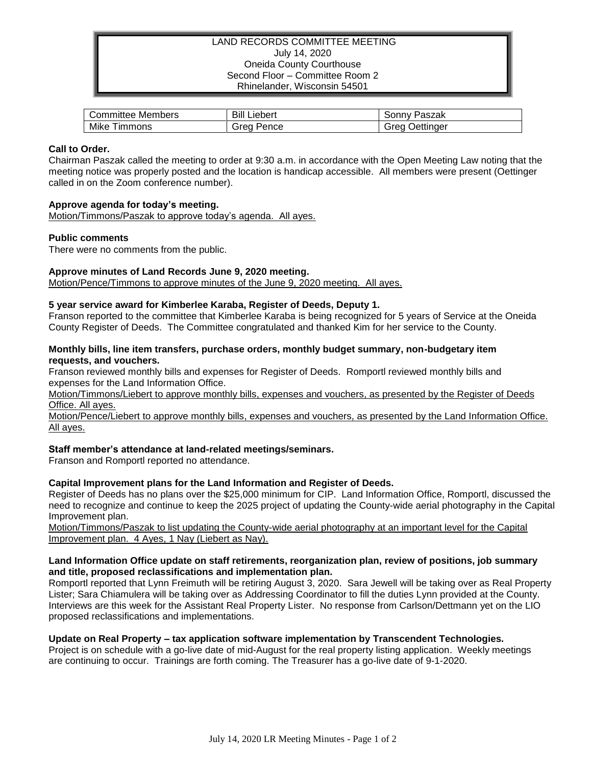LAND RECORDS COMMITTEE MEETING
July 14, 2020
Oneida County Courthouse
Second Floor – Committee Room 2
Rhinelander, Wisconsin 54501

| Committee Members | Bill Liebert | Sonny Paszak |
|---|---|---|
| Mike Timmons | Greg Pence | Greg Oettinger |

**Call to Order.**
Chairman Paszak called the meeting to order at 9:30 a.m. in accordance with the Open Meeting Law noting that the meeting notice was properly posted and the location is handicap accessible. All members were present (Oettinger called in on the Zoom conference number).

**Approve agenda for today's meeting.**
Motion/Timmons/Paszak to approve today's agenda. All ayes.

**Public comments**
There were no comments from the public.

**Approve minutes of Land Records June 9, 2020 meeting.**
Motion/Pence/Timmons to approve minutes of the June 9, 2020 meeting. All ayes.

**5 year service award for Kimberlee Karaba, Register of Deeds, Deputy 1.**
Franson reported to the committee that Kimberlee Karaba is being recognized for 5 years of Service at the Oneida County Register of Deeds. The Committee congratulated and thanked Kim for her service to the County.

**Monthly bills, line item transfers, purchase orders, monthly budget summary, non-budgetary item requests, and vouchers.**
Franson reviewed monthly bills and expenses for Register of Deeds. Romportl reviewed monthly bills and expenses for the Land Information Office.
Motion/Timmons/Liebert to approve monthly bills, expenses and vouchers, as presented by the Register of Deeds Office. All ayes.
Motion/Pence/Liebert to approve monthly bills, expenses and vouchers, as presented by the Land Information Office. All ayes.

**Staff member's attendance at land-related meetings/seminars.**
Franson and Romportl reported no attendance.

**Capital Improvement plans for the Land Information and Register of Deeds.**
Register of Deeds has no plans over the $25,000 minimum for CIP. Land Information Office, Romportl, discussed the need to recognize and continue to keep the 2025 project of updating the County-wide aerial photography in the Capital Improvement plan.
Motion/Timmons/Paszak to list updating the County-wide aerial photography at an important level for the Capital Improvement plan. 4 Ayes, 1 Nay (Liebert as Nay).

**Land Information Office update on staff retirements, reorganization plan, review of positions, job summary and title, proposed reclassifications and implementation plan.**
Romportl reported that Lynn Freimuth will be retiring August 3, 2020. Sara Jewell will be taking over as Real Property Lister; Sara Chiamulera will be taking over as Addressing Coordinator to fill the duties Lynn provided at the County. Interviews are this week for the Assistant Real Property Lister. No response from Carlson/Dettmann yet on the LIO proposed reclassifications and implementations.

**Update on Real Property – tax application software implementation by Transcendent Technologies.**
Project is on schedule with a go-live date of mid-August for the real property listing application. Weekly meetings are continuing to occur. Trainings are forth coming. The Treasurer has a go-live date of 9-1-2020.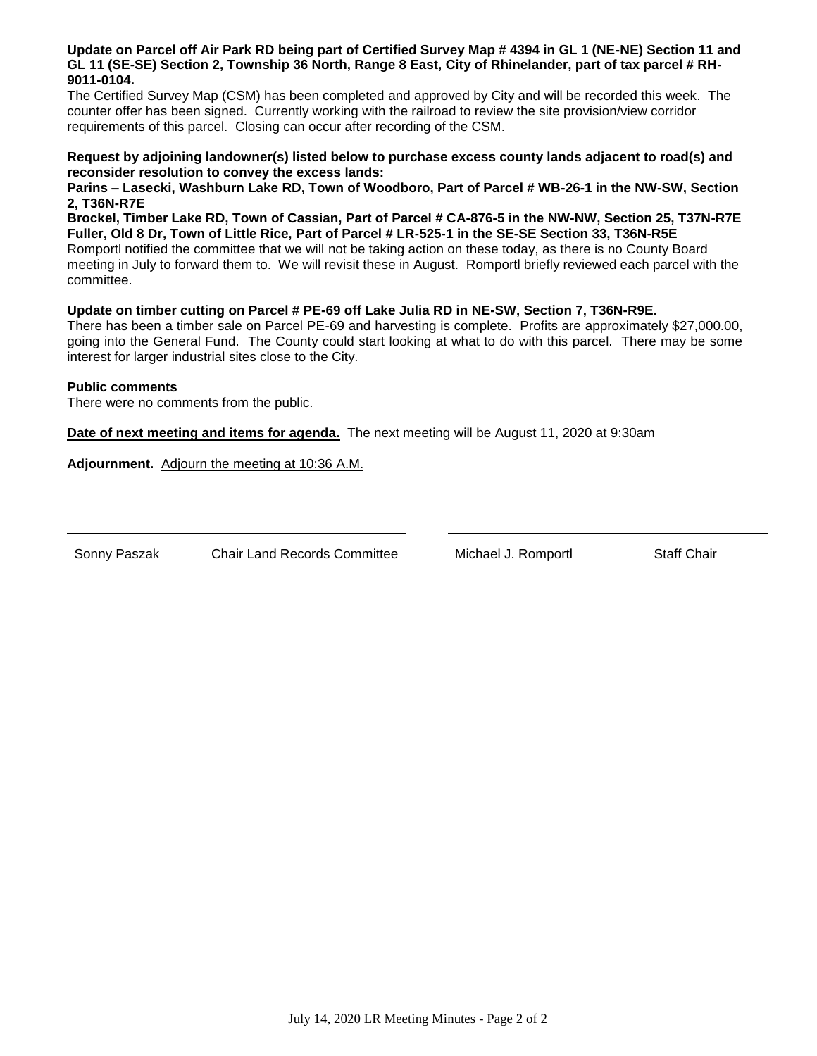**Update on Parcel off Air Park RD being part of Certified Survey Map # 4394 in GL 1 (NE-NE) Section 11 and GL 11 (SE-SE) Section 2, Township 36 North, Range 8 East, City of Rhinelander, part of tax parcel # RH-9011-0104.**

The Certified Survey Map (CSM) has been completed and approved by City and will be recorded this week. The counter offer has been signed. Currently working with the railroad to review the site provision/view corridor requirements of this parcel. Closing can occur after recording of the CSM.

**Request by adjoining landowner(s) listed below to purchase excess county lands adjacent to road(s) and reconsider resolution to convey the excess lands:**

**Parins – Lasecki, Washburn Lake RD, Town of Woodboro, Part of Parcel # WB-26-1 in the NW-SW, Section 2, T36N-R7E**

**Brockel, Timber Lake RD, Town of Cassian, Part of Parcel # CA-876-5 in the NW-NW, Section 25, T37N-R7E**

**Fuller, Old 8 Dr, Town of Little Rice, Part of Parcel # LR-525-1 in the SE-SE Section 33, T36N-R5E**

Romportl notified the committee that we will not be taking action on these today, as there is no County Board meeting in July to forward them to. We will revisit these in August. Romportl briefly reviewed each parcel with the committee.

**Update on timber cutting on Parcel # PE-69 off Lake Julia RD in NE-SW, Section 7, T36N-R9E.**

There has been a timber sale on Parcel PE-69 and harvesting is complete. Profits are approximately $27,000.00, going into the General Fund. The County could start looking at what to do with this parcel. There may be some interest for larger industrial sites close to the City.

**Public comments**

There were no comments from the public.

**Date of next meeting and items for agenda.** The next meeting will be August 11, 2020 at 9:30am

**Adjournment.** Adjourn the meeting at 10:36 A.M.

Sonny Paszak Chair Land Records Committee

Michael J. Romportl Staff Chair